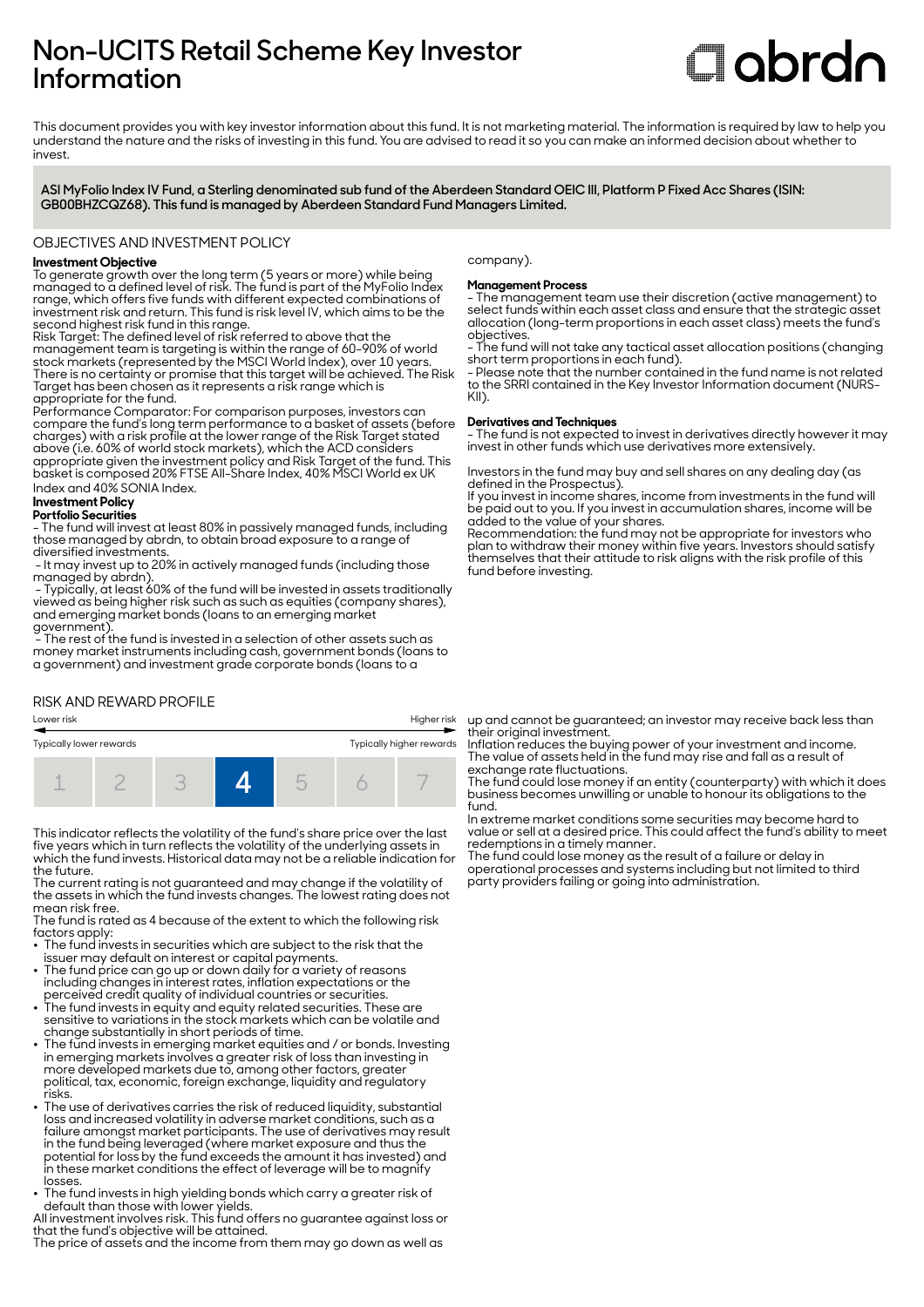# Non-UCITS Retail Scheme Key Investor Information

abrdn

This document provides you with key investor information about this fund. It is not marketing material. The information is required by law to help you understand the nature and the risks of investing in this fund. You are advised to read it so you can make an informed decision about whether to invest.

**ASI MyFolio Index IV Fund, a Sterling denominated sub fund of the Aberdeen Standard OEIC III, Platform P Fixed Acc Shares (ISIN: GB00BHZCQZ68). This fund is managed by Aberdeen Standard Fund Managers Limited.**

## OBJECTIVES AND INVESTMENT POLICY

**Investment Objective**

To generate growth over the long term (5 years or more) while being managed to a defined level of risk. The fund is part of the MyFolio Index range, which offers five funds with different expected combinations of investment risk and return. This fund is risk level IV, which aims to be the second highest risk fund in this range.

Risk Target: The defined level of risk referred to above that the management team is targeting is within the range of 60-90% of world stock markets (represented by the MSCI World Index), over 10 years. There is no certainty or promise that this target will be achieved. The Risk Target has been chosen as it represents a risk range which is appropriate for the fund.

Performance Comparator: For comparison purposes, investors can compare the fund's long term performance to a basket of assets (before charges) with a risk profile at the lower range of the Risk Target stated above (i.e. 60% of world stock markets), which the ACD considers appropriate given the investment policy and Risk Target of the fund. This basket is composed 20% FTSE All-Share Index, 40% MSCI World ex UK Index and 40% SONIA Index.

**Investment Policy**

**Portfolio Securities**

- The fund will invest at least 80% in passively managed funds, including those managed by abrdn, to obtain broad exposure to a range of diversified investments.
- It may invest up to 20% in actively managed funds (including those managed by abrdn).
- Typically, at least 60% of the fund will be invested in assets traditionally viewed as being higher risk such as such as equities (company shares), and emerging market bonds (loans to an emerging market government).
- The rest of the fund is invested in a selection of other assets such as money market instruments including cash, government bonds (loans to a government) and investment grade corporate bonds (loans to a company).

**Management Process**

- The management team use their discretion (active management) to select funds within each asset class and ensure that the strategic asset allocation (long-term proportions in each asset class) meets the fund's objectives.
- The fund will not take any tactical asset allocation positions (changing short term proportions in each fund).
- Please note that the number contained in the fund name is not related to the SRRI contained in the Key Investor Information document (NURS-KII).

**Derivatives and Techniques**

- The fund is not expected to invest in derivatives directly however it may invest in other funds which use derivatives more extensively.

Investors in the fund may buy and sell shares on any dealing day (as defined in the Prospectus).

If you invest in income shares, income from investments in the fund will be paid out to you. If you invest in accumulation shares, income will be added to the value of your shares.

Recommendation: the fund may not be appropriate for investors who plan to withdraw their money within five years. Investors should satisfy themselves that their attitude to risk aligns with the risk profile of this fund before investing.

## RISK AND REWARD PROFILE

Lower risk ← → Higher risk

Typically lower rewards ← → Typically higher rewards

| 1 | 2 | 3 | **4** | 5 | 6 | 7 |
|---|---|---|---|---|---|---|

This indicator reflects the volatility of the fund's share price over the last five years which in turn reflects the volatility of the underlying assets in which the fund invests. Historical data may not be a reliable indication for the future.

The current rating is not guaranteed and may change if the volatility of the assets in which the fund invests changes. The lowest rating does not mean risk free.

The fund is rated as 4 because of the extent to which the following risk factors apply:

- The fund invests in securities which are subject to the risk that the issuer may default on interest or capital payments.
- The fund price can go up or down daily for a variety of reasons including changes in interest rates, inflation expectations or the perceived credit quality of individual countries or securities.
- The fund invests in equity and equity related securities. These are sensitive to variations in the stock markets which can be volatile and change substantially in short periods of time.
- The fund invests in emerging market equities and / or bonds. Investing in emerging markets involves a greater risk of loss than investing in more developed markets due to, among other factors, greater political, tax, economic, foreign exchange, liquidity and regulatory risks.
- The use of derivatives carries the risk of reduced liquidity, substantial loss and increased volatility in adverse market conditions, such as a failure amongst market participants. The use of derivatives may result in the fund being leveraged (where market exposure and thus the potential for loss by the fund exceeds the amount it has invested) and in these market conditions the effect of leverage will be to magnify losses.
- The fund invests in high yielding bonds which carry a greater risk of default than those with lower yields.

All investment involves risk. This fund offers no guarantee against loss or that the fund's objective will be attained.

The price of assets and the income from them may go down as well as up and cannot be guaranteed; an investor may receive back less than their original investment.

Inflation reduces the buying power of your investment and income.

The value of assets held in the fund may rise and fall as a result of exchange rate fluctuations.

The fund could lose money if an entity (counterparty) with which it does business becomes unwilling or unable to honour its obligations to the fund.

In extreme market conditions some securities may become hard to value or sell at a desired price. This could affect the fund's ability to meet redemptions in a timely manner.

The fund could lose money as the result of a failure or delay in operational processes and systems including but not limited to third party providers failing or going into administration.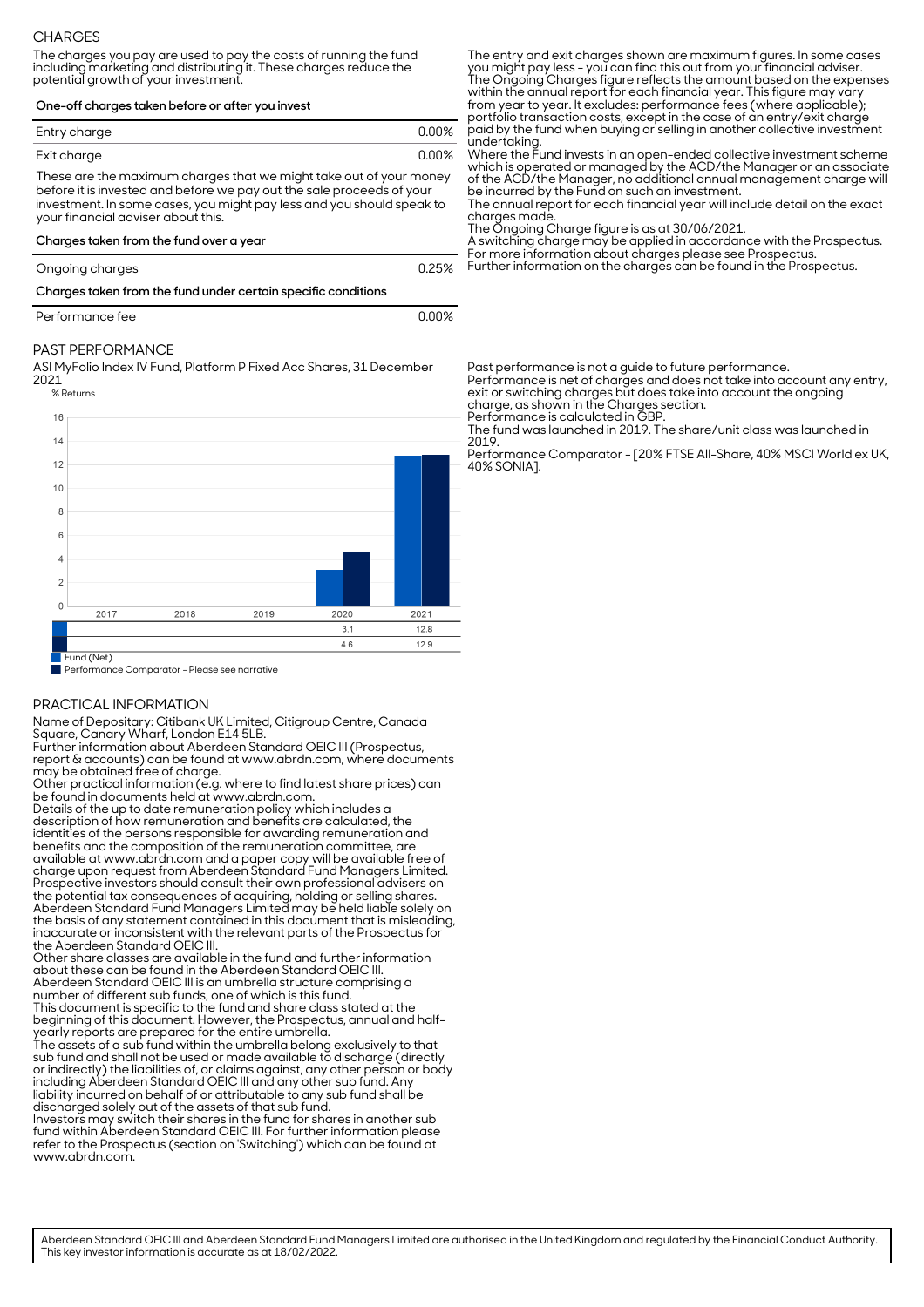## CHARGES

The charges you pay are used to pay the costs of running the fund including marketing and distributing it. These charges reduce the potential growth of your investment.

| One-off charges taken before or after you invest | |
|---|---|
| Entry charge | 0.00% |
| Exit charge | 0.00% |

These are the maximum charges that we might take out of your money before it is invested and before we pay out the sale proceeds of your investment. In some cases, you might pay less and you should speak to your financial adviser about this.

| Charges taken from the fund over a year | |
|---|---|
| Ongoing charges | 0.25% |

| Charges taken from the fund under certain specific conditions | |
|---|---|
| Performance fee | 0.00% |

The entry and exit charges shown are maximum figures. In some cases you might pay less - you can find this out from your financial adviser.
The Ongoing Charges figure reflects the amount based on the expenses within the annual report for each financial year. This figure may vary from year to year. It excludes: performance fees (where applicable); portfolio transaction costs, except in the case of an entry/exit charge paid by the fund when buying or selling in another collective investment undertaking.
Where the Fund invests in an open-ended collective investment scheme which is operated or managed by the ACD/the Manager or an associate of the ACD/the Manager, no additional annual management charge will be incurred by the Fund on such an investment.
The annual report for each financial year will include detail on the exact charges made.
The Ongoing Charge figure is as at 30/06/2021.
A switching charge may be applied in accordance with the Prospectus.
For more information about charges please see Prospectus.
Further information on the charges can be found in the Prospectus.

## PAST PERFORMANCE

ASI MyFolio Index IV Fund, Platform P Fixed Acc Shares, 31 December 2021

% Returns

16
14
12
10
8
6
4
2
0
2017 2018 2019 2020 2021

Fund (Net): 2020: 3.1, 2021: 12.8
Performance Comparator - Please see narrative: 2020: 4.6, 2021: 12.9

Past performance is not a guide to future performance.
Performance is net of charges and does not take into account any entry, exit or switching charges but does take into account the ongoing charge, as shown in the Charges section.
Performance is calculated in GBP.
The fund was launched in 2019. The share/unit class was launched in 2019.
Performance Comparator - [20% FTSE All-Share, 40% MSCI World ex UK, 40% SONIA].

## PRACTICAL INFORMATION

Name of Depositary: Citibank UK Limited, Citigroup Centre, Canada Square, Canary Wharf, London E14 5LB.
Further information about Aberdeen Standard OEIC III (Prospectus, report & accounts) can be found at www.abrdn.com, where documents may be obtained free of charge.
Other practical information (e.g. where to find latest share prices) can be found in documents held at www.abrdn.com.
Details of the up to date remuneration policy which includes a description of how remuneration and benefits are calculated, the identities of the persons responsible for awarding remuneration and benefits and the composition of the remuneration committee, are available at www.abrdn.com and a paper copy will be available free of charge upon request from Aberdeen Standard Fund Managers Limited.
Prospective investors should consult their own professional advisers on the potential tax consequences of acquiring, holding or selling shares.
Aberdeen Standard Fund Managers Limited may be held liable solely on the basis of any statement contained in this document that is misleading, inaccurate or inconsistent with the relevant parts of the Prospectus for the Aberdeen Standard OEIC III.
Other share classes are available in the fund and further information about these can be found in the Aberdeen Standard OEIC III.
Aberdeen Standard OEIC III is an umbrella structure comprising a number of different sub funds, one of which is this fund.
This document is specific to the fund and share class stated at the beginning of this document. However, the Prospectus, annual and half-yearly reports are prepared for the entire umbrella.
The assets of a sub fund within the umbrella belong exclusively to that sub fund and shall not be used or made available to discharge (directly or indirectly) the liabilities of, or claims against, any other person or body including Aberdeen Standard OEIC III and any other sub fund. Any liability incurred on behalf of or attributable to any sub fund shall be discharged solely out of the assets of that sub fund.
Investors may switch their shares in the fund for shares in another sub fund within Aberdeen Standard OEIC III. For further information please refer to the Prospectus (section on 'Switching') which can be found at www.abrdn.com.

Aberdeen Standard OEIC III and Aberdeen Standard Fund Managers Limited are authorised in the United Kingdom and regulated by the Financial Conduct Authority. This key investor information is accurate as at 18/02/2022.